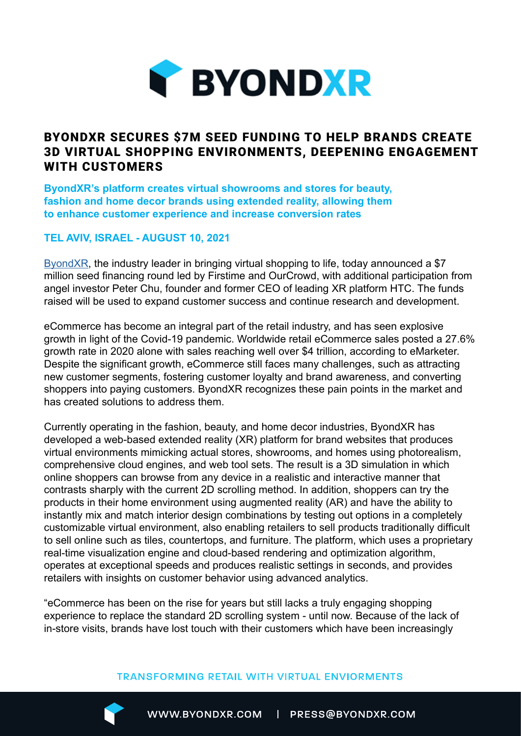# BYONDXR SECURES $7M SEED FUNDING TO HELP BRANDS CREATE 3D VIRTUAL SHOPPING ENVIRONMENTS, DEEPENING ENGAGEMENT WITH CUSTOMERS

**ByondXR's platform creates virtual showrooms and stores for beauty, fashion and home decor brands using extended reality, allowing them to enhance customer experience and increase conversion rates**

**TEL AVIV, ISRAEL - AUGUST 10, 2021**

ByondXR, the industry leader in bringing virtual shopping to life, today announced a $7 million seed financing round led by Firstime and OurCrowd, with additional participation from angel investor Peter Chu, founder and former CEO of leading XR platform HTC. The funds raised will be used to expand customer success and continue research and development.

eCommerce has become an integral part of the retail industry, and has seen explosive growth in light of the Covid-19 pandemic. Worldwide retail eCommerce sales posted a 27.6% growth rate in 2020 alone with sales reaching well over $4 trillion, according to eMarketer. Despite the significant growth, eCommerce still faces many challenges, such as attracting new customer segments, fostering customer loyalty and brand awareness, and converting shoppers into paying customers. ByondXR recognizes these pain points in the market and has created solutions to address them.

Currently operating in the fashion, beauty, and home decor industries, ByondXR has developed a web-based extended reality (XR) platform for brand websites that produces virtual environments mimicking actual stores, showrooms, and homes using photorealism, comprehensive cloud engines, and web tool sets. The result is a 3D simulation in which online shoppers can browse from any device in a realistic and interactive manner that contrasts sharply with the current 2D scrolling method. In addition, shoppers can try the products in their home environment using augmented reality (AR) and have the ability to instantly mix and match interior design combinations by testing out options in a completely customizable virtual environment, also enabling retailers to sell products traditionally difficult to sell online such as tiles, countertops, and furniture. The platform, which uses a proprietary real-time visualization engine and cloud-based rendering and optimization algorithm, operates at exceptional speeds and produces realistic settings in seconds, and provides retailers with insights on customer behavior using advanced analytics.

"eCommerce has been on the rise for years but still lacks a truly engaging shopping experience to replace the standard 2D scrolling system - until now. Because of the lack of in-store visits, brands have lost touch with their customers which have been increasingly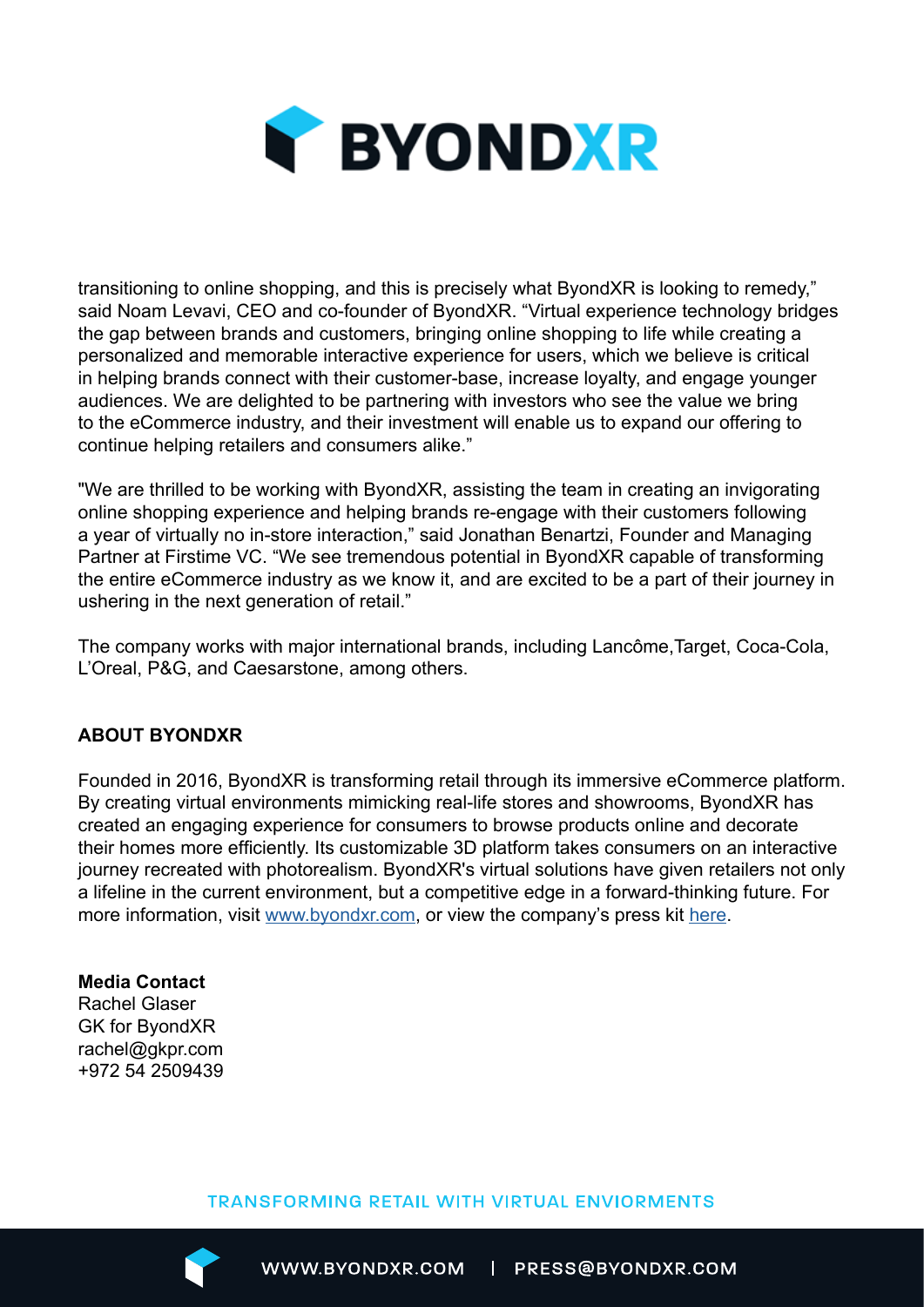transitioning to online shopping, and this is precisely what ByondXR is looking to remedy," said Noam Levavi, CEO and co-founder of ByondXR. "Virtual experience technology bridges the gap between brands and customers, bringing online shopping to life while creating a personalized and memorable interactive experience for users, which we believe is critical in helping brands connect with their customer-base, increase loyalty, and engage younger audiences. We are delighted to be partnering with investors who see the value we bring to the eCommerce industry, and their investment will enable us to expand our offering to continue helping retailers and consumers alike."

"We are thrilled to be working with ByondXR, assisting the team in creating an invigorating online shopping experience and helping brands re-engage with their customers following a year of virtually no in-store interaction," said Jonathan Benartzi, Founder and Managing Partner at Firstime VC. "We see tremendous potential in ByondXR capable of transforming the entire eCommerce industry as we know it, and are excited to be a part of their journey in ushering in the next generation of retail."

The company works with major international brands, including Lancôme,Target, Coca-Cola, L'Oreal, P&G, and Caesarstone, among others.

**ABOUT BYONDXR**

Founded in 2016, ByondXR is transforming retail through its immersive eCommerce platform. By creating virtual environments mimicking real-life stores and showrooms, ByondXR has created an engaging experience for consumers to browse products online and decorate their homes more efficiently. Its customizable 3D platform takes consumers on an interactive journey recreated with photorealism. ByondXR's virtual solutions have given retailers not only a lifeline in the current environment, but a competitive edge in a forward-thinking future. For more information, visit [www.byondxr.com](http://www.byondxr.com), or view the company's press kit here.

**Media Contact**
Rachel Glaser
GK for ByondXR
rachel@gkpr.com
+972 54 2509439

TRANSFORMING RETAIL WITH VIRTUAL ENVIORMENTS

WWW.BYONDXR.COM | PRESS@BYONDXR.COM